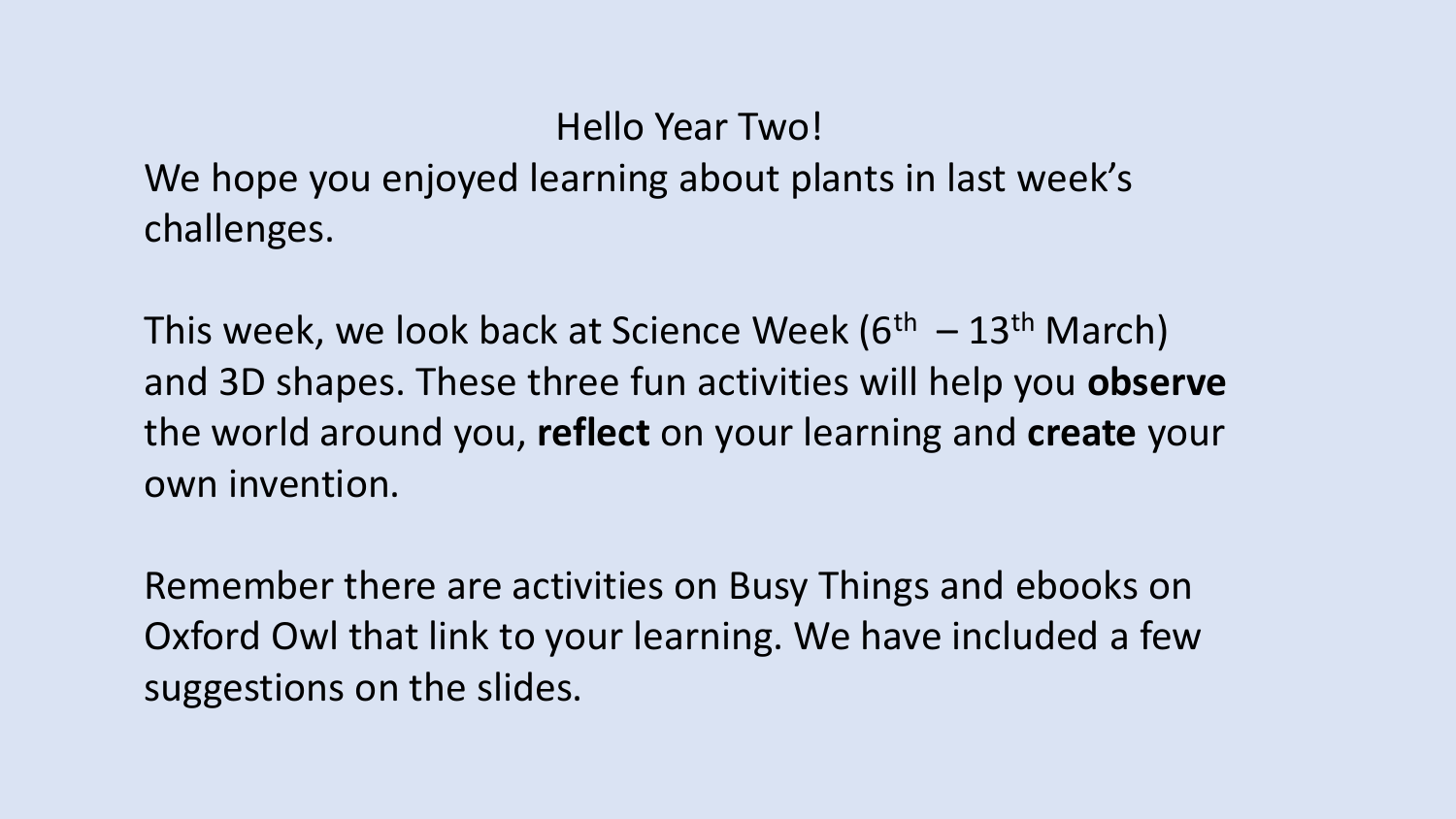Hello Year Two!

We hope you enjoyed learning about plants in last week's challenges.

This week, we look back at Science Week (6th – 13th March) and 3D shapes. These three fun activities will help you **observe** the world around you, **reflect** on your learning and **create** your own invention.

Remember there are activities on Busy Things and ebooks on Oxford Owl that link to your learning. We have included a few suggestions on the slides.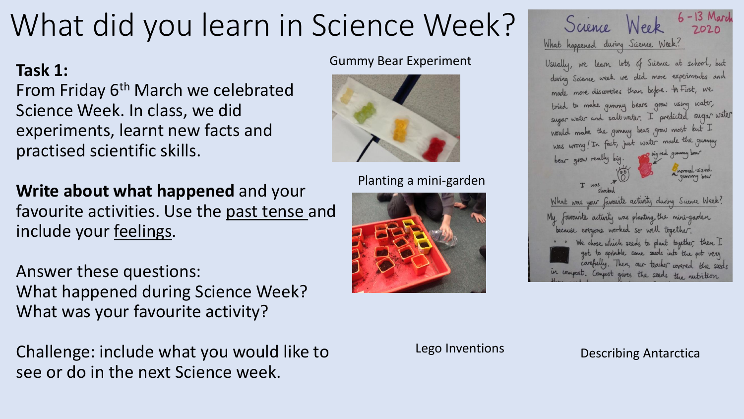# What did you learn in Science Week?

**Task 1:**
From Friday 6th March we celebrated Science Week. In class, we did experiments, learnt new facts and practised scientific skills.

**Write about what happened** and your favourite activities. Use the past tense and include your feelings.

Answer these questions:
What happened during Science Week?
What was your favourite activity?

Challenge: include what you would like to see or do in the next Science week.

Gummy Bear Experiment

Planting a mini-garden

Lego Inventions

Describing Antarctica

Science Week 6 - 13 March 2020

What happened during Science Week?

Usually, we learn lots of Science at school, but during Science week we did more experiments and made more discoveries than before. At First, we tried to make gummy bears grow using water, sugar water and salt water. I predicted sugar water would make the gummy bears grow most but I was wrong! In fact, just water made the gummy bear grow really big.

big red gummy bear

normal-sized gummy bear

I was shocked

What was your favourite activity during Science Week?

My favourite activity was planting the mini-garden because everyone worked so well together. We chose which seeds to plant together, then I got to sprinkle some seeds into the pot very carefully. Then, our teacher covered the seeds in compost. Compost gives the seeds the nutrition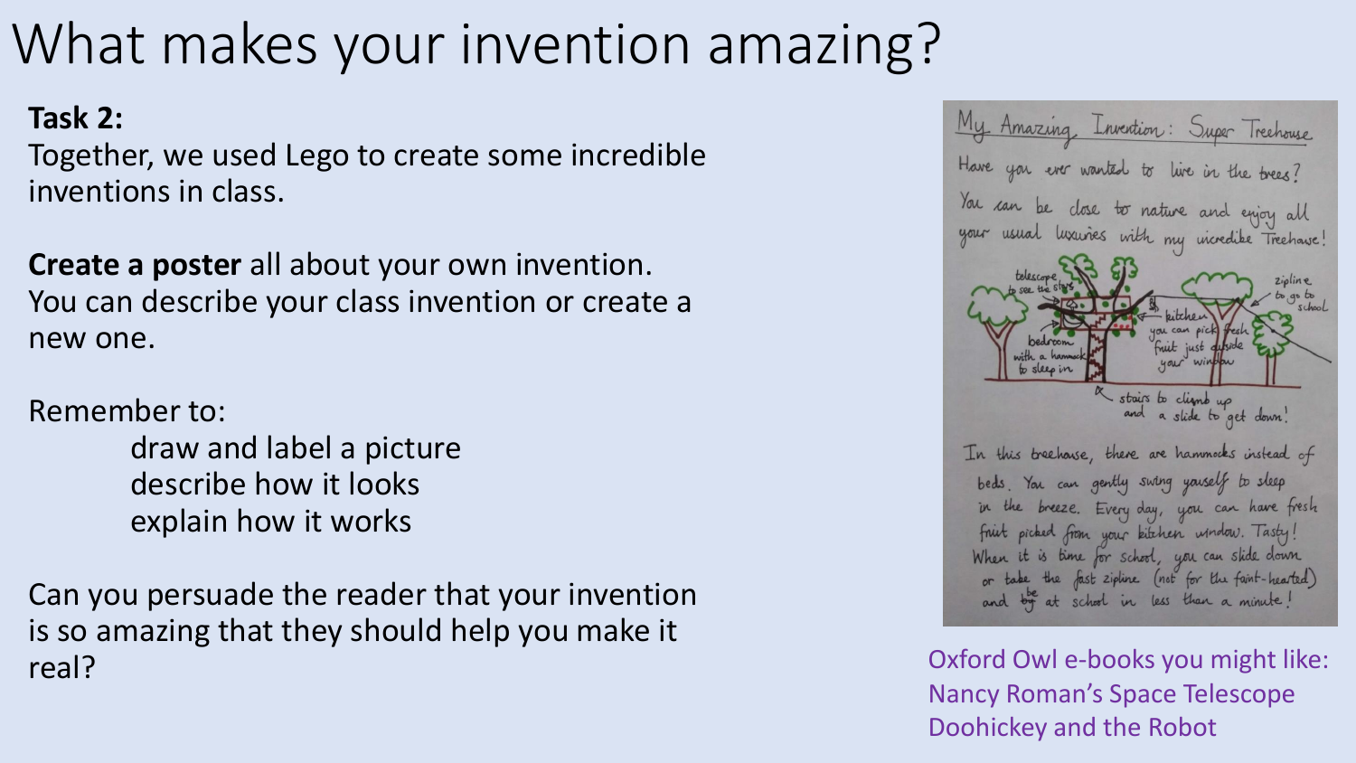# What makes your invention amazing?

**Task 2:**
Together, we used Lego to create some incredible inventions in class.

**Create a poster** all about your own invention. You can describe your class invention or create a new one.

Remember to:

- draw and label a picture
- describe how it looks
- explain how it works

Can you persuade the reader that your invention is so amazing that they should help you make it real?

My Amazing Invention: Super Treehouse

Have you ever wanted to live in the trees? You can be close to nature and enjoy all your usual luxuries with my incredible Treehouse!

telescope to see the stars

zipline to go to school

kitchen you can pick fresh fruit just outside your window

bedroom with a hammock to sleep in

stairs to climb up and a slide to get down!

In this treehouse, there are hammocks instead of beds. You can gently swing yourself to sleep in the breeze. Every day, you can have fresh fruit picked from your kitchen window. Tasty! When it is time for school, you can slide down or take the fast zipline (not for the faint-hearted) and be at school in less than a minute!

Oxford Owl e-books you might like:
Nancy Roman's Space Telescope
Doohickey and the Robot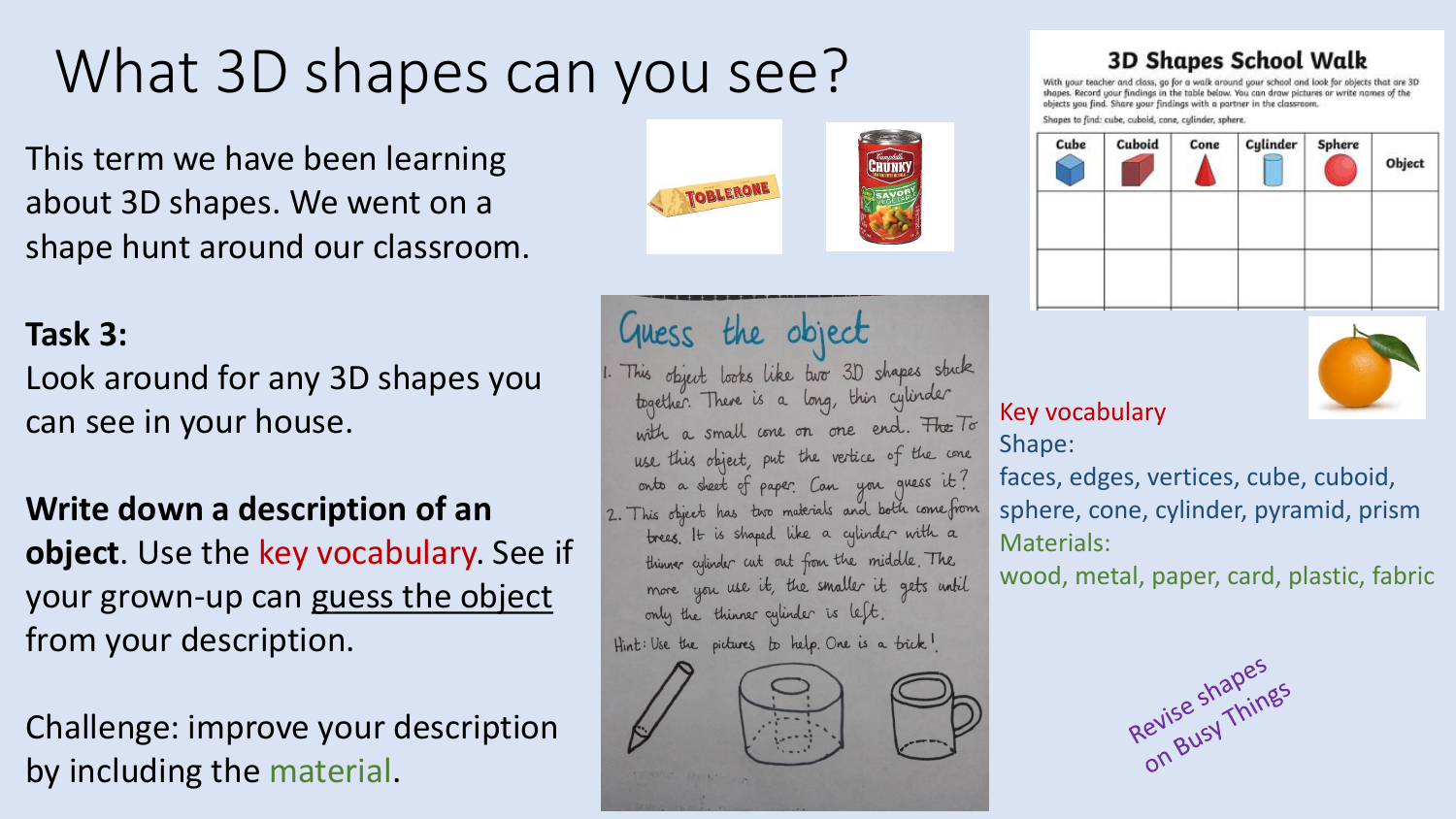# What 3D shapes can you see?

This term we have been learning about 3D shapes. We went on a shape hunt around our classroom.

**Task 3:**

Look around for any 3D shapes you can see in your house.

**Write down a description of an object**. Use the key vocabulary. See if your grown-up can guess the object from your description.

Challenge: improve your description by including the material.

## Guess the object

1. This object looks like two 3D shapes stuck together. There is a long, thin cylinder with a small cone on one end. ~~The~~ To use this object, put the vertice of the cone onto a sheet of paper. Can you guess it?
2. This object has two materials and both come from trees. It is shaped like a cylinder with a thinner cylinder cut out from the middle. The more you use it, the smaller it gets until only the thinner cylinder is left.

Hint: Use the pictures to help. One is a trick!

## 3D Shapes School Walk

With your teacher and class, go for a walk around your school and look for objects that are 3D shapes. Record your findings in the table below. You can draw pictures or write names of the objects you find. Share your findings with a partner in the classroom.

Shapes to find: cube, cuboid, cone, cylinder, sphere.

| Cube | Cuboid | Cone | Cylinder | Sphere | Object |
|---|---|---|---|---|---|
| | | | | | |
| | | | | | |

Key vocabulary

Shape:

faces, edges, vertices, cube, cuboid, sphere, cone, cylinder, pyramid, prism

Materials:

wood, metal, paper, card, plastic, fabric

Revise shapes on Busy Things